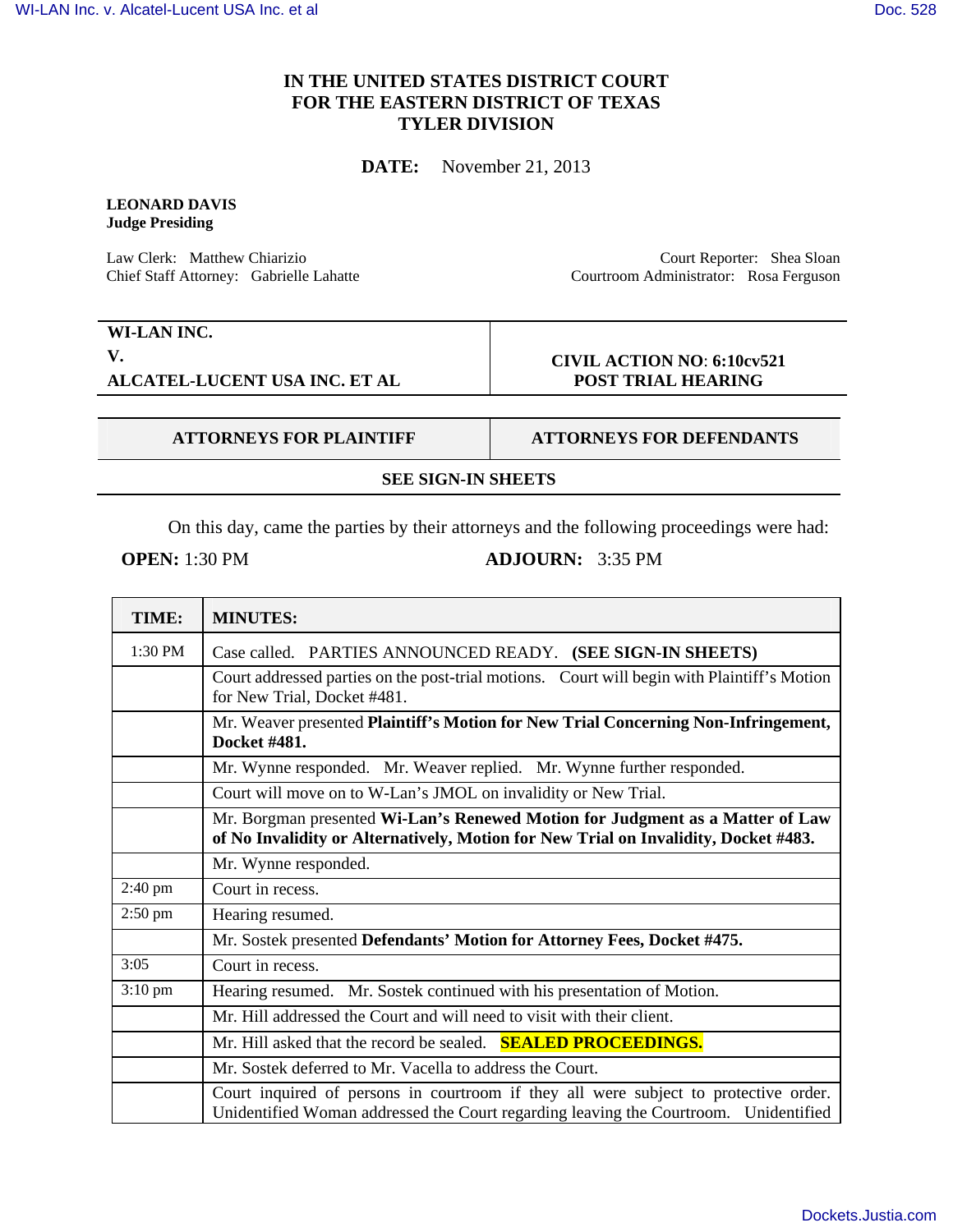# IN THE UNITED STATES DISTRICT COURT
# FOR THE EASTERN DISTRICT OF TEXAS
# TYLER DIVISION

**DATE:** November 21, 2013

**LEONARD DAVIS**
**Judge Presiding**

Law Clerk: Matthew Chiarizio
Chief Staff Attorney: Gabrielle Lahatte

Court Reporter: Shea Sloan
Courtroom Administrator: Rosa Ferguson

| **WI-LAN INC.** **V.** **ALCATEL-LUCENT USA INC. ET AL** | **CIVIL ACTION NO**: **6:10cv521** **POST TRIAL HEARING** |
|---|---|

| **ATTORNEYS FOR PLAINTIFF** | **ATTORNEYS FOR DEFENDANTS** |
|---|---|
| **SEE SIGN-IN SHEETS** | |

On this day, came the parties by their attorneys and the following proceedings were had:

**OPEN:** 1:30 PM **ADJOURN:** 3:35 PM

| TIME: | MINUTES: |
|---|---|
| 1:30 PM | Case called. PARTIES ANNOUNCED READY. **(SEE SIGN-IN SHEETS)** |
| | Court addressed parties on the post-trial motions. Court will begin with Plaintiff's Motion for New Trial, Docket #481. |
| | Mr. Weaver presented **Plaintiff's Motion for New Trial Concerning Non-Infringement, Docket #481.** |
| | Mr. Wynne responded. Mr. Weaver replied. Mr. Wynne further responded. |
| | Court will move on to W-Lan's JMOL on invalidity or New Trial. |
| | Mr. Borgman presented **Wi-Lan's Renewed Motion for Judgment as a Matter of Law of No Invalidity or Alternatively, Motion for New Trial on Invalidity, Docket #483.** |
| | Mr. Wynne responded. |
| 2:40 pm | Court in recess. |
| 2:50 pm | Hearing resumed. |
| | Mr. Sostek presented **Defendants' Motion for Attorney Fees, Docket #475.** |
| 3:05 | Court in recess. |
| 3:10 pm | Hearing resumed. Mr. Sostek continued with his presentation of Motion. |
| | Mr. Hill addressed the Court and will need to visit with their client. |
| | Mr. Hill asked that the record be sealed. **SEALED PROCEEDINGS.** |
| | Mr. Sostek deferred to Mr. Vacella to address the Court. |
| | Court inquired of persons in courtroom if they all were subject to protective order. Unidentified Woman addressed the Court regarding leaving the Courtroom. Unidentified |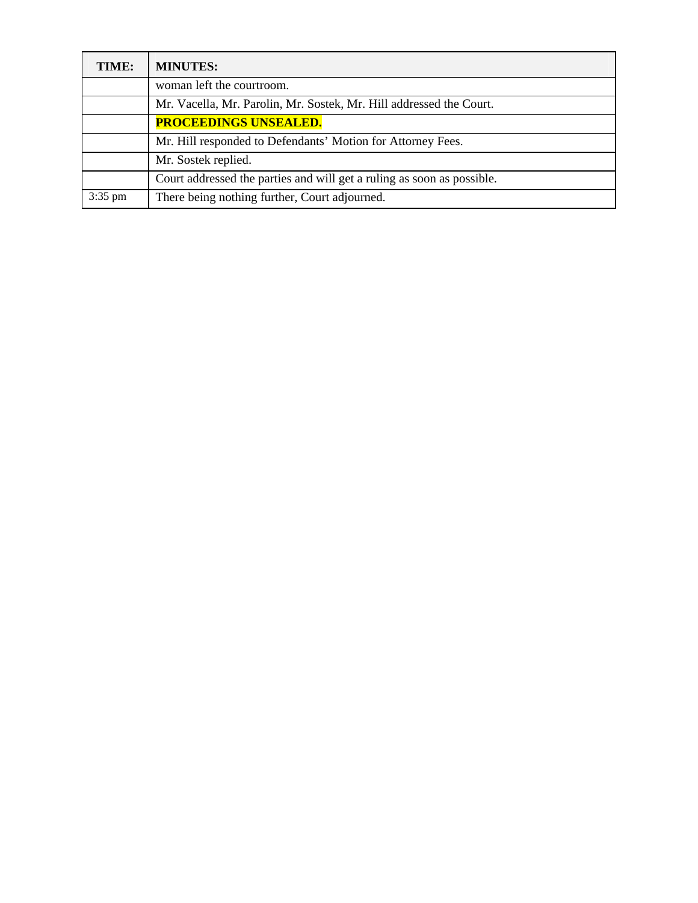| TIME: | MINUTES: |
| --- | --- |
| | woman left the courtroom. |
| | Mr. Vacella, Mr. Parolin, Mr. Sostek, Mr. Hill addressed the Court. |
| | **PROCEEDINGS UNSEALED.** |
| | Mr. Hill responded to Defendants' Motion for Attorney Fees. |
| | Mr. Sostek replied. |
| | Court addressed the parties and will get a ruling as soon as possible. |
| 3:35 pm | There being nothing further, Court adjourned. |